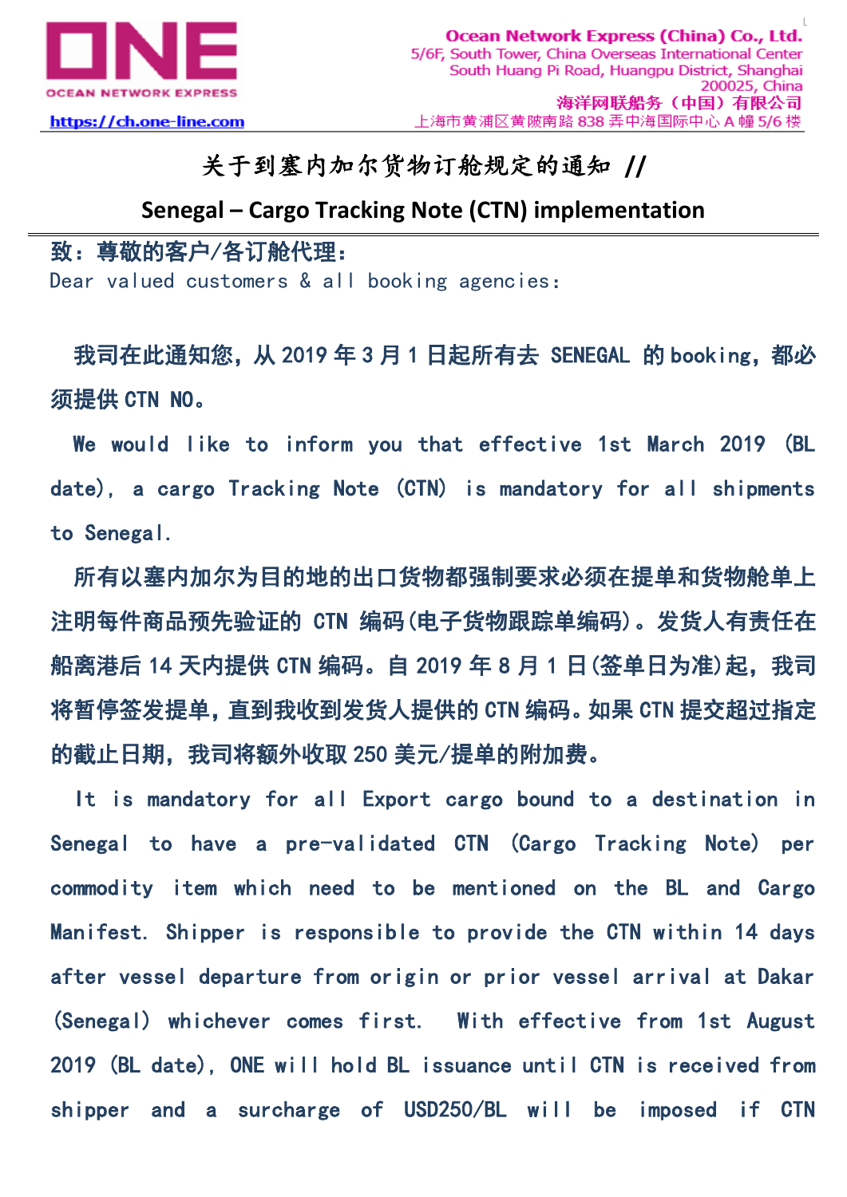ONE
OCEAN NETWORK EXPRESS

https://ch.one-line.com

**Ocean Network Express (China) Co., Ltd.**
5/6F, South Tower, China Overseas International Center
South Huang Pi Road, Huangpu District, Shanghai
200025, China
**海洋网联船务（中国）有限公司**
上海市黄浦区黄陂南路 838 弄中海国际中心 A 幢 5/6 楼

# 关于到塞内加尔货物订舱规定的通知 //

## Senegal – Cargo Tracking Note (CTN) implementation

**致：尊敬的客户/各订舱代理：**

Dear valued customers & all booking agencies:

**我司在此通知您，从 2019 年 3 月 1 日起所有去 SENEGAL 的 booking，都必须提供 CTN NO。**

**We would like to inform you that effective 1st March 2019 (BL date), a cargo Tracking Note (CTN) is mandatory for all shipments to Senegal.**

**所有以塞内加尔为目的地的出口货物都强制要求必须在提单和货物舱单上注明每件商品预先验证的 CTN 编码(电子货物跟踪单编码)。发货人有责任在船离港后 14 天内提供 CTN 编码。自 2019 年 8 月 1 日(签单日为准)起，我司将暂停签发提单，直到我收到发货人提供的 CTN 编码。如果 CTN 提交超过指定的截止日期，我司将额外收取 250 美元/提单的附加费。**

**It is mandatory for all Export cargo bound to a destination in Senegal to have a pre-validated CTN (Cargo Tracking Note) per commodity item which need to be mentioned on the BL and Cargo Manifest. Shipper is responsible to provide the CTN within 14 days after vessel departure from origin or prior vessel arrival at Dakar (Senegal) whichever comes first. With effective from 1st August 2019 (BL date), ONE will hold BL issuance until CTN is received from shipper and a surcharge of USD250/BL will be imposed if CTN**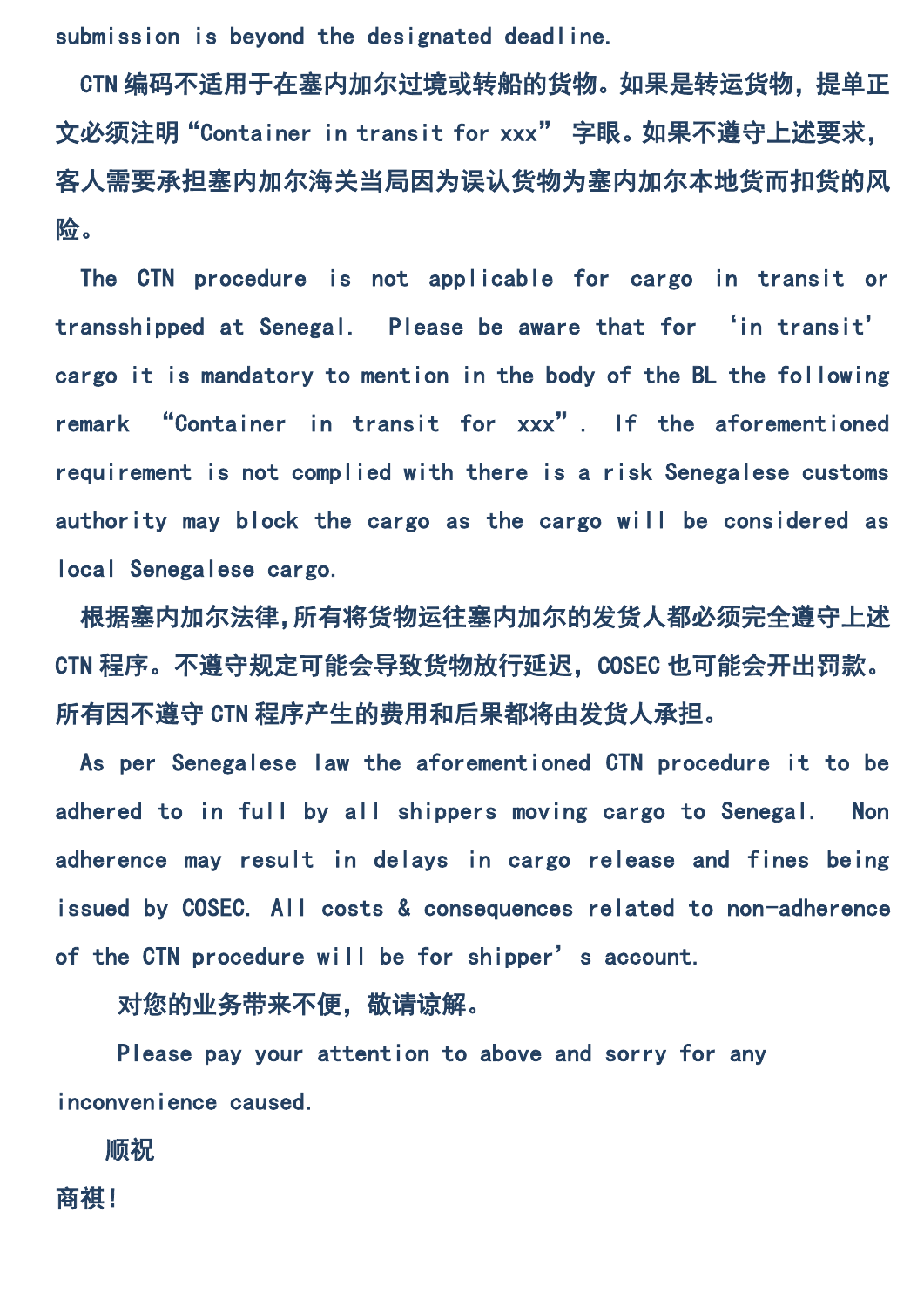submission is beyond the designated deadline.

CTN 编码不适用于在塞内加尔过境或转船的货物。如果是转运货物，提单正文必须注明“Container in transit for xxx” 字眼。如果不遵守上述要求，客人需要承担塞内加尔海关当局因为误认货物为塞内加尔本地货而扣货的风险。

The CTN procedure is not applicable for cargo in transit or transshipped at Senegal. Please be aware that for ‘in transit’ cargo it is mandatory to mention in the body of the BL the following remark “Container in transit for xxx”. If the aforementioned requirement is not complied with there is a risk Senegalese customs authority may block the cargo as the cargo will be considered as local Senegalese cargo.

根据塞内加尔法律,所有将货物运往塞内加尔的发货人都必须完全遵守上述 CTN 程序。不遵守规定可能会导致货物放行延迟，COSEC 也可能会开出罚款。所有因不遵守 CTN 程序产生的费用和后果都将由发货人承担。

As per Senegalese law the aforementioned CTN procedure it to be adhered to in full by all shippers moving cargo to Senegal. Non adherence may result in delays in cargo release and fines being issued by COSEC. All costs & consequences related to non-adherence of the CTN procedure will be for shipper’s account.

对您的业务带来不便，敬请谅解。

Please pay your attention to above and sorry for any inconvenience caused.

顺祝

商祺！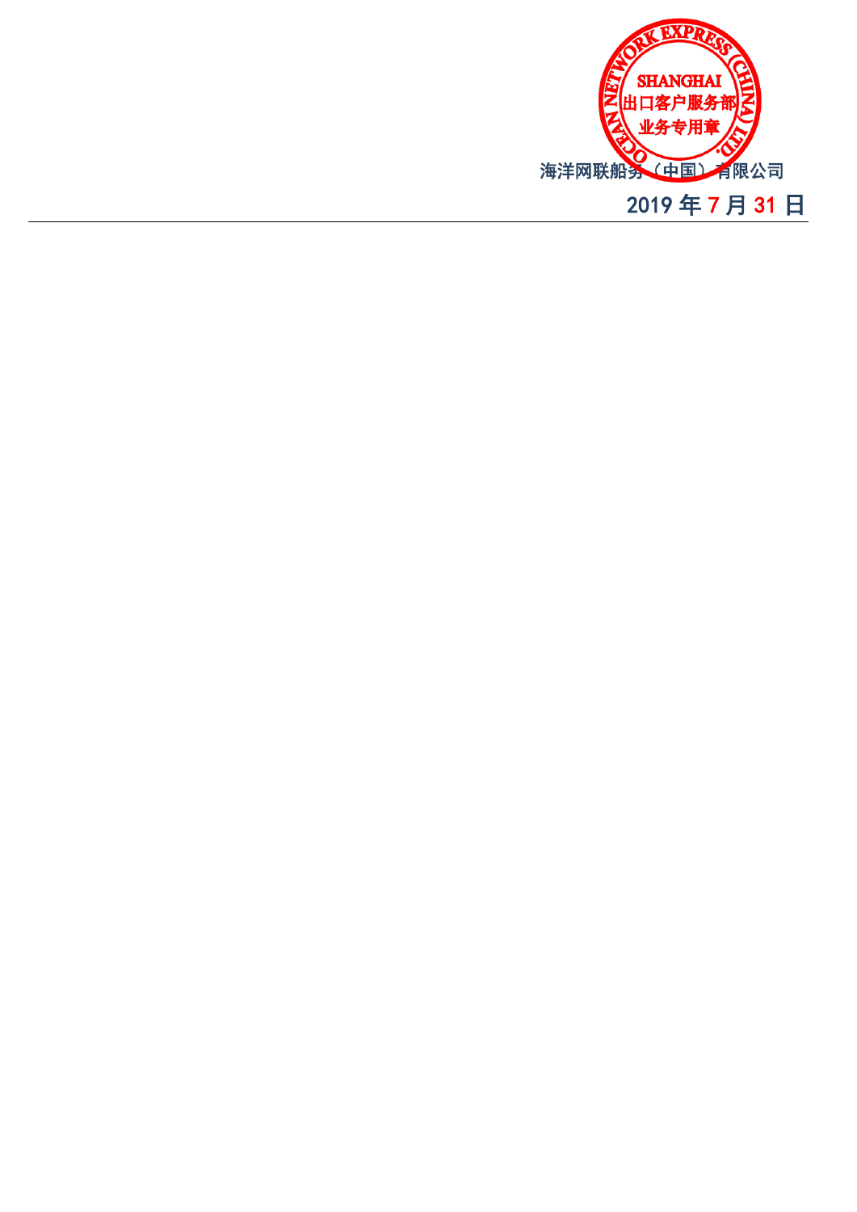SHANGHAI
出口客户服务部
业务专用章

海洋网联船务（中国）有限公司

2019 年 7 月 31 日